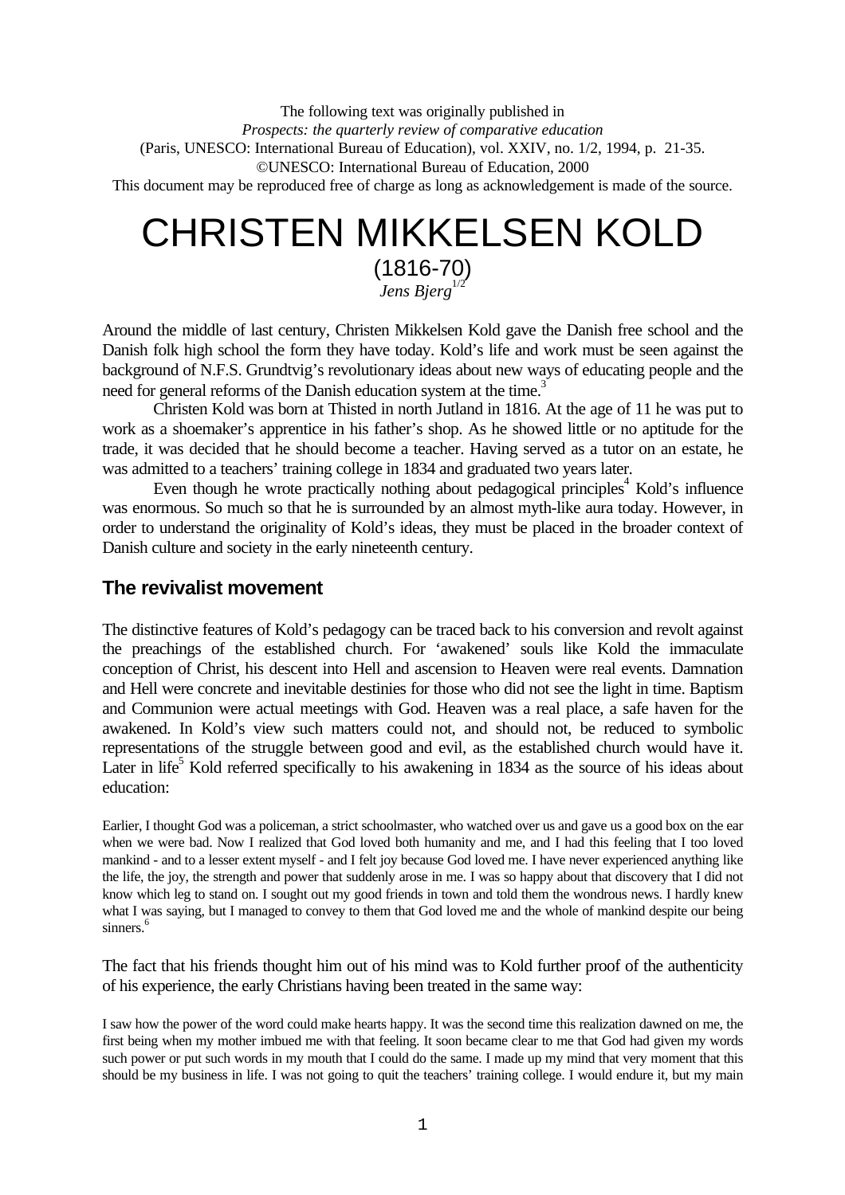The following text was originally published in
*Prospects: the quarterly review of comparative education*
(Paris, UNESCO: International Bureau of Education), vol. XXIV, no. 1/2, 1994, p. 21-35.
©UNESCO: International Bureau of Education, 2000
This document may be reproduced free of charge as long as acknowledgement is made of the source.

# CHRISTEN MIKKELSEN KOLD

(1816-70)

*Jens Bjerg*[1/2]

Around the middle of last century, Christen Mikkelsen Kold gave the Danish free school and the Danish folk high school the form they have today. Kold's life and work must be seen against the background of N.F.S. Grundtvig's revolutionary ideas about new ways of educating people and the need for general reforms of the Danish education system at the time.[3]

Christen Kold was born at Thisted in north Jutland in 1816. At the age of 11 he was put to work as a shoemaker's apprentice in his father's shop. As he showed little or no aptitude for the trade, it was decided that he should become a teacher. Having served as a tutor on an estate, he was admitted to a teachers' training college in 1834 and graduated two years later.

Even though he wrote practically nothing about pedagogical principles[4] Kold's influence was enormous. So much so that he is surrounded by an almost myth-like aura today. However, in order to understand the originality of Kold's ideas, they must be placed in the broader context of Danish culture and society in the early nineteenth century.

## The revivalist movement

The distinctive features of Kold's pedagogy can be traced back to his conversion and revolt against the preachings of the established church. For 'awakened' souls like Kold the immaculate conception of Christ, his descent into Hell and ascension to Heaven were real events. Damnation and Hell were concrete and inevitable destinies for those who did not see the light in time. Baptism and Communion were actual meetings with God. Heaven was a real place, a safe haven for the awakened. In Kold's view such matters could not, and should not, be reduced to symbolic representations of the struggle between good and evil, as the established church would have it. Later in life[5] Kold referred specifically to his awakening in 1834 as the source of his ideas about education:

> Earlier, I thought God was a policeman, a strict schoolmaster, who watched over us and gave us a good box on the ear when we were bad. Now I realized that God loved both humanity and me, and I had this feeling that I too loved mankind - and to a lesser extent myself - and I felt joy because God loved me. I have never experienced anything like the life, the joy, the strength and power that suddenly arose in me. I was so happy about that discovery that I did not know which leg to stand on. I sought out my good friends in town and told them the wondrous news. I hardly knew what I was saying, but I managed to convey to them that God loved me and the whole of mankind despite our being sinners.[6]

The fact that his friends thought him out of his mind was to Kold further proof of the authenticity of his experience, the early Christians having been treated in the same way:

> I saw how the power of the word could make hearts happy. It was the second time this realization dawned on me, the first being when my mother imbued me with that feeling. It soon became clear to me that God had given my words such power or put such words in my mouth that I could do the same. I made up my mind that very moment that this should be my business in life. I was not going to quit the teachers' training college. I would endure it, but my main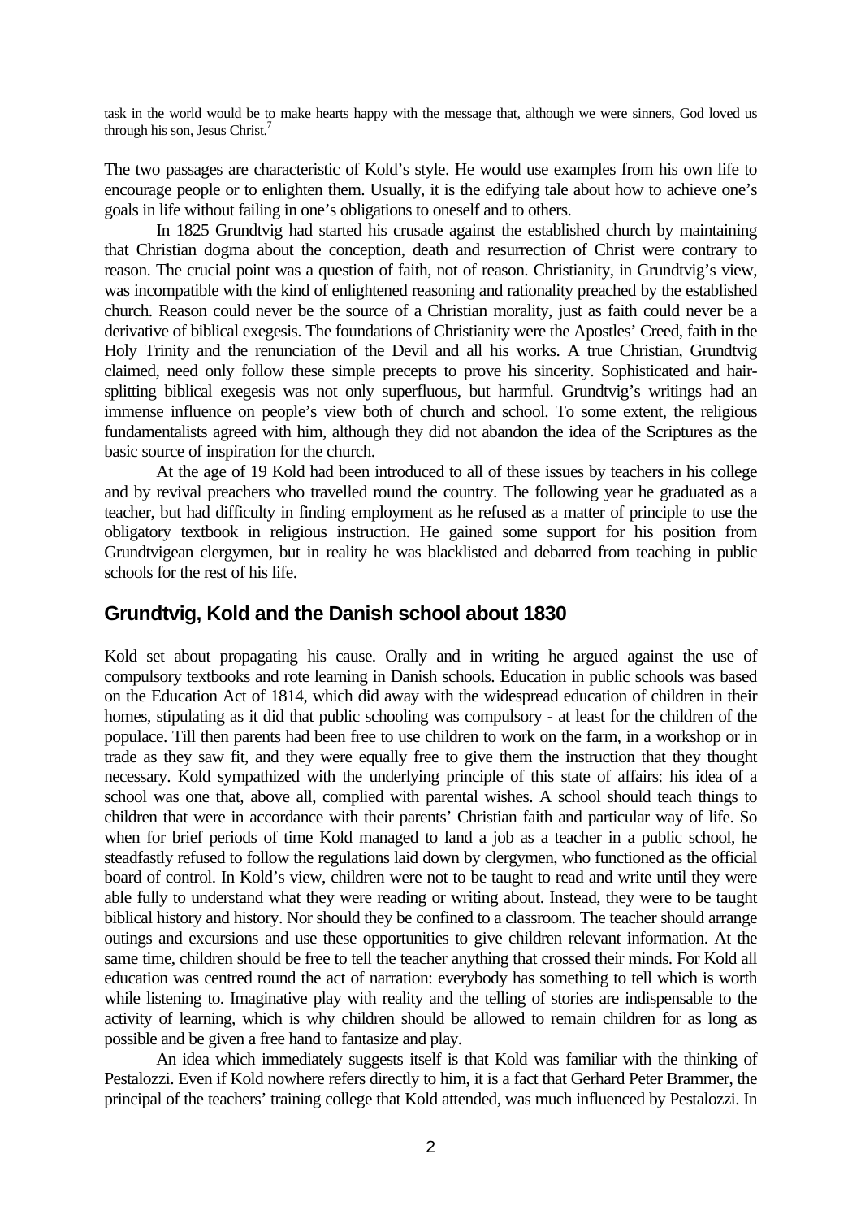task in the world would be to make hearts happy with the message that, although we were sinners, God loved us through his son, Jesus Christ.[7]

The two passages are characteristic of Kold's style. He would use examples from his own life to encourage people or to enlighten them. Usually, it is the edifying tale about how to achieve one's goals in life without failing in one's obligations to oneself and to others.

In 1825 Grundtvig had started his crusade against the established church by maintaining that Christian dogma about the conception, death and resurrection of Christ were contrary to reason. The crucial point was a question of faith, not of reason. Christianity, in Grundtvig's view, was incompatible with the kind of enlightened reasoning and rationality preached by the established church. Reason could never be the source of a Christian morality, just as faith could never be a derivative of biblical exegesis. The foundations of Christianity were the Apostles' Creed, faith in the Holy Trinity and the renunciation of the Devil and all his works. A true Christian, Grundtvig claimed, need only follow these simple precepts to prove his sincerity. Sophisticated and hair-splitting biblical exegesis was not only superfluous, but harmful. Grundtvig's writings had an immense influence on people's view both of church and school. To some extent, the religious fundamentalists agreed with him, although they did not abandon the idea of the Scriptures as the basic source of inspiration for the church.

At the age of 19 Kold had been introduced to all of these issues by teachers in his college and by revival preachers who travelled round the country. The following year he graduated as a teacher, but had difficulty in finding employment as he refused as a matter of principle to use the obligatory textbook in religious instruction. He gained some support for his position from Grundtvigean clergymen, but in reality he was blacklisted and debarred from teaching in public schools for the rest of his life.

## Grundtvig, Kold and the Danish school about 1830

Kold set about propagating his cause. Orally and in writing he argued against the use of compulsory textbooks and rote learning in Danish schools. Education in public schools was based on the Education Act of 1814, which did away with the widespread education of children in their homes, stipulating as it did that public schooling was compulsory - at least for the children of the populace. Till then parents had been free to use children to work on the farm, in a workshop or in trade as they saw fit, and they were equally free to give them the instruction that they thought necessary. Kold sympathized with the underlying principle of this state of affairs: his idea of a school was one that, above all, complied with parental wishes. A school should teach things to children that were in accordance with their parents' Christian faith and particular way of life. So when for brief periods of time Kold managed to land a job as a teacher in a public school, he steadfastly refused to follow the regulations laid down by clergymen, who functioned as the official board of control. In Kold's view, children were not to be taught to read and write until they were able fully to understand what they were reading or writing about. Instead, they were to be taught biblical history and history. Nor should they be confined to a classroom. The teacher should arrange outings and excursions and use these opportunities to give children relevant information. At the same time, children should be free to tell the teacher anything that crossed their minds. For Kold all education was centred round the act of narration: everybody has something to tell which is worth while listening to. Imaginative play with reality and the telling of stories are indispensable to the activity of learning, which is why children should be allowed to remain children for as long as possible and be given a free hand to fantasize and play.

An idea which immediately suggests itself is that Kold was familiar with the thinking of Pestalozzi. Even if Kold nowhere refers directly to him, it is a fact that Gerhard Peter Brammer, the principal of the teachers' training college that Kold attended, was much influenced by Pestalozzi. In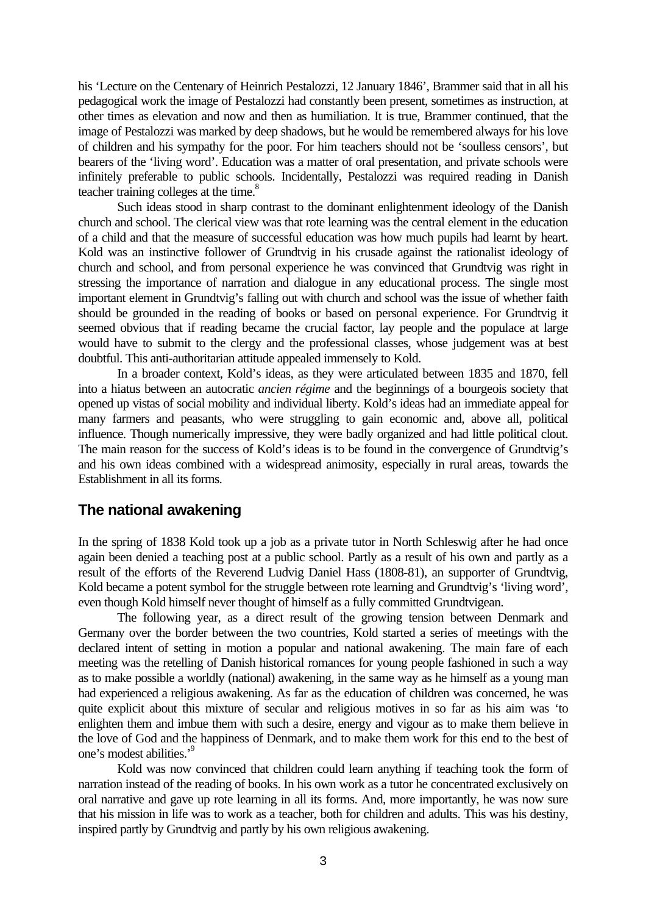his 'Lecture on the Centenary of Heinrich Pestalozzi, 12 January 1846', Brammer said that in all his pedagogical work the image of Pestalozzi had constantly been present, sometimes as instruction, at other times as elevation and now and then as humiliation. It is true, Brammer continued, that the image of Pestalozzi was marked by deep shadows, but he would be remembered always for his love of children and his sympathy for the poor. For him teachers should not be 'soulless censors', but bearers of the 'living word'. Education was a matter of oral presentation, and private schools were infinitely preferable to public schools. Incidentally, Pestalozzi was required reading in Danish teacher training colleges at the time.[8]

Such ideas stood in sharp contrast to the dominant enlightenment ideology of the Danish church and school. The clerical view was that rote learning was the central element in the education of a child and that the measure of successful education was how much pupils had learnt by heart. Kold was an instinctive follower of Grundtvig in his crusade against the rationalist ideology of church and school, and from personal experience he was convinced that Grundtvig was right in stressing the importance of narration and dialogue in any educational process. The single most important element in Grundtvig's falling out with church and school was the issue of whether faith should be grounded in the reading of books or based on personal experience. For Grundtvig it seemed obvious that if reading became the crucial factor, lay people and the populace at large would have to submit to the clergy and the professional classes, whose judgement was at best doubtful. This anti-authoritarian attitude appealed immensely to Kold.

In a broader context, Kold's ideas, as they were articulated between 1835 and 1870, fell into a hiatus between an autocratic *ancien régime* and the beginnings of a bourgeois society that opened up vistas of social mobility and individual liberty. Kold's ideas had an immediate appeal for many farmers and peasants, who were struggling to gain economic and, above all, political influence. Though numerically impressive, they were badly organized and had little political clout. The main reason for the success of Kold's ideas is to be found in the convergence of Grundtvig's and his own ideas combined with a widespread animosity, especially in rural areas, towards the Establishment in all its forms.

## The national awakening

In the spring of 1838 Kold took up a job as a private tutor in North Schleswig after he had once again been denied a teaching post at a public school. Partly as a result of his own and partly as a result of the efforts of the Reverend Ludvig Daniel Hass (1808-81), an supporter of Grundtvig, Kold became a potent symbol for the struggle between rote learning and Grundtvig's 'living word', even though Kold himself never thought of himself as a fully committed Grundtvigean.

The following year, as a direct result of the growing tension between Denmark and Germany over the border between the two countries, Kold started a series of meetings with the declared intent of setting in motion a popular and national awakening. The main fare of each meeting was the retelling of Danish historical romances for young people fashioned in such a way as to make possible a worldly (national) awakening, in the same way as he himself as a young man had experienced a religious awakening. As far as the education of children was concerned, he was quite explicit about this mixture of secular and religious motives in so far as his aim was 'to enlighten them and imbue them with such a desire, energy and vigour as to make them believe in the love of God and the happiness of Denmark, and to make them work for this end to the best of one's modest abilities.'[9]

Kold was now convinced that children could learn anything if teaching took the form of narration instead of the reading of books. In his own work as a tutor he concentrated exclusively on oral narrative and gave up rote learning in all its forms. And, more importantly, he was now sure that his mission in life was to work as a teacher, both for children and adults. This was his destiny, inspired partly by Grundtvig and partly by his own religious awakening.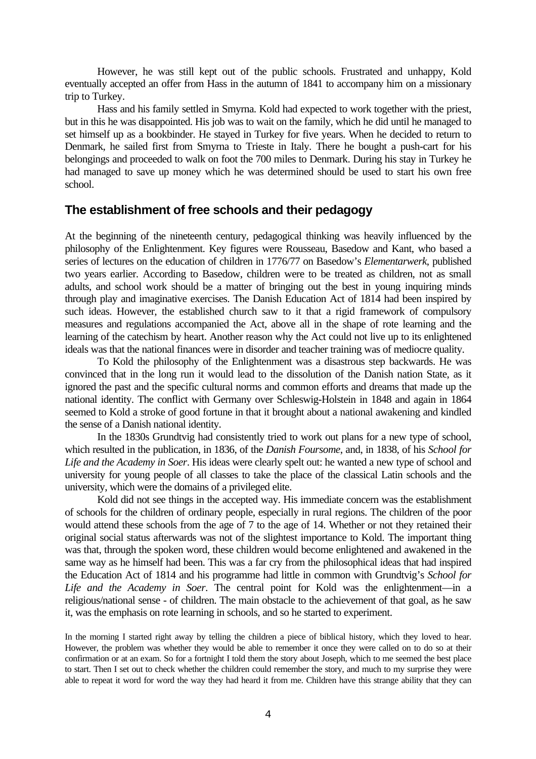However, he was still kept out of the public schools. Frustrated and unhappy, Kold eventually accepted an offer from Hass in the autumn of 1841 to accompany him on a missionary trip to Turkey.

Hass and his family settled in Smyrna. Kold had expected to work together with the priest, but in this he was disappointed. His job was to wait on the family, which he did until he managed to set himself up as a bookbinder. He stayed in Turkey for five years. When he decided to return to Denmark, he sailed first from Smyrna to Trieste in Italy. There he bought a push-cart for his belongings and proceeded to walk on foot the 700 miles to Denmark. During his stay in Turkey he had managed to save up money which he was determined should be used to start his own free school.

## The establishment of free schools and their pedagogy

At the beginning of the nineteenth century, pedagogical thinking was heavily influenced by the philosophy of the Enlightenment. Key figures were Rousseau, Basedow and Kant, who based a series of lectures on the education of children in 1776/77 on Basedow's *Elementarwerk*, published two years earlier. According to Basedow, children were to be treated as children, not as small adults, and school work should be a matter of bringing out the best in young inquiring minds through play and imaginative exercises. The Danish Education Act of 1814 had been inspired by such ideas. However, the established church saw to it that a rigid framework of compulsory measures and regulations accompanied the Act, above all in the shape of rote learning and the learning of the catechism by heart. Another reason why the Act could not live up to its enlightened ideals was that the national finances were in disorder and teacher training was of mediocre quality.

To Kold the philosophy of the Enlightenment was a disastrous step backwards. He was convinced that in the long run it would lead to the dissolution of the Danish nation State, as it ignored the past and the specific cultural norms and common efforts and dreams that made up the national identity. The conflict with Germany over Schleswig-Holstein in 1848 and again in 1864 seemed to Kold a stroke of good fortune in that it brought about a national awakening and kindled the sense of a Danish national identity.

In the 1830s Grundtvig had consistently tried to work out plans for a new type of school, which resulted in the publication, in 1836, of the *Danish Foursome*, and, in 1838, of his *School for Life and the Academy in Soer*. His ideas were clearly spelt out: he wanted a new type of school and university for young people of all classes to take the place of the classical Latin schools and the university, which were the domains of a privileged elite.

Kold did not see things in the accepted way. His immediate concern was the establishment of schools for the children of ordinary people, especially in rural regions. The children of the poor would attend these schools from the age of 7 to the age of 14. Whether or not they retained their original social status afterwards was not of the slightest importance to Kold. The important thing was that, through the spoken word, these children would become enlightened and awakened in the same way as he himself had been. This was a far cry from the philosophical ideas that had inspired the Education Act of 1814 and his programme had little in common with Grundtvig's *School for Life and the Academy in Soer*. The central point for Kold was the enlightenment—in a religious/national sense - of children. The main obstacle to the achievement of that goal, as he saw it, was the emphasis on rote learning in schools, and so he started to experiment.

In the morning I started right away by telling the children a piece of biblical history, which they loved to hear. However, the problem was whether they would be able to remember it once they were called on to do so at their confirmation or at an exam. So for a fortnight I told them the story about Joseph, which to me seemed the best place to start. Then I set out to check whether the children could remember the story, and much to my surprise they were able to repeat it word for word the way they had heard it from me. Children have this strange ability that they can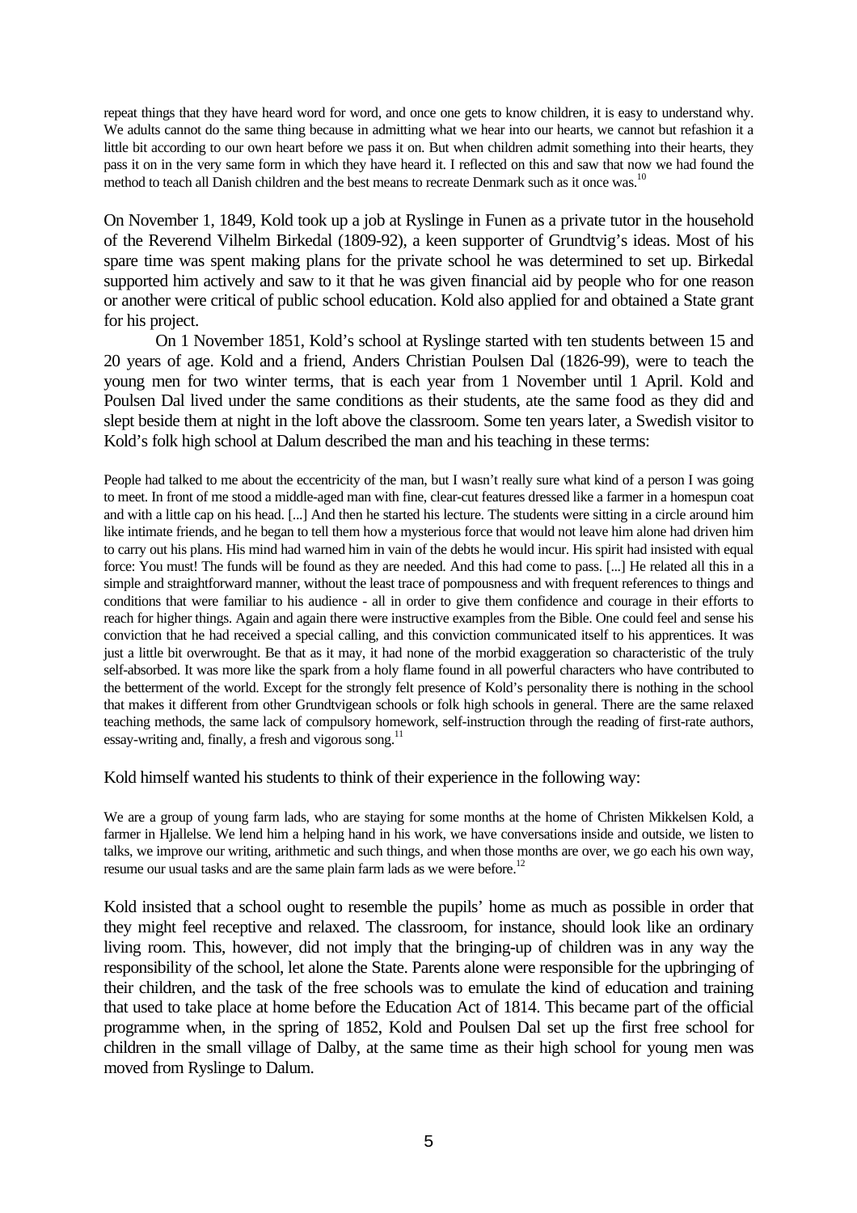repeat things that they have heard word for word, and once one gets to know children, it is easy to understand why. We adults cannot do the same thing because in admitting what we hear into our hearts, we cannot but refashion it a little bit according to our own heart before we pass it on. But when children admit something into their hearts, they pass it on in the very same form in which they have heard it. I reflected on this and saw that now we had found the method to teach all Danish children and the best means to recreate Denmark such as it once was.[10]

On November 1, 1849, Kold took up a job at Ryslinge in Funen as a private tutor in the household of the Reverend Vilhelm Birkedal (1809-92), a keen supporter of Grundtvig's ideas. Most of his spare time was spent making plans for the private school he was determined to set up. Birkedal supported him actively and saw to it that he was given financial aid by people who for one reason or another were critical of public school education. Kold also applied for and obtained a State grant for his project.

On 1 November 1851, Kold's school at Ryslinge started with ten students between 15 and 20 years of age. Kold and a friend, Anders Christian Poulsen Dal (1826-99), were to teach the young men for two winter terms, that is each year from 1 November until 1 April. Kold and Poulsen Dal lived under the same conditions as their students, ate the same food as they did and slept beside them at night in the loft above the classroom. Some ten years later, a Swedish visitor to Kold's folk high school at Dalum described the man and his teaching in these terms:

People had talked to me about the eccentricity of the man, but I wasn't really sure what kind of a person I was going to meet. In front of me stood a middle-aged man with fine, clear-cut features dressed like a farmer in a homespun coat and with a little cap on his head. [...] And then he started his lecture. The students were sitting in a circle around him like intimate friends, and he began to tell them how a mysterious force that would not leave him alone had driven him to carry out his plans. His mind had warned him in vain of the debts he would incur. His spirit had insisted with equal force: You must! The funds will be found as they are needed. And this had come to pass. [...] He related all this in a simple and straightforward manner, without the least trace of pompousness and with frequent references to things and conditions that were familiar to his audience - all in order to give them confidence and courage in their efforts to reach for higher things. Again and again there were instructive examples from the Bible. One could feel and sense his conviction that he had received a special calling, and this conviction communicated itself to his apprentices. It was just a little bit overwrought. Be that as it may, it had none of the morbid exaggeration so characteristic of the truly self-absorbed. It was more like the spark from a holy flame found in all powerful characters who have contributed to the betterment of the world. Except for the strongly felt presence of Kold's personality there is nothing in the school that makes it different from other Grundtvigean schools or folk high schools in general. There are the same relaxed teaching methods, the same lack of compulsory homework, self-instruction through the reading of first-rate authors, essay-writing and, finally, a fresh and vigorous song.[11]

Kold himself wanted his students to think of their experience in the following way:

We are a group of young farm lads, who are staying for some months at the home of Christen Mikkelsen Kold, a farmer in Hjallelse. We lend him a helping hand in his work, we have conversations inside and outside, we listen to talks, we improve our writing, arithmetic and such things, and when those months are over, we go each his own way, resume our usual tasks and are the same plain farm lads as we were before.[12]

Kold insisted that a school ought to resemble the pupils' home as much as possible in order that they might feel receptive and relaxed. The classroom, for instance, should look like an ordinary living room. This, however, did not imply that the bringing-up of children was in any way the responsibility of the school, let alone the State. Parents alone were responsible for the upbringing of their children, and the task of the free schools was to emulate the kind of education and training that used to take place at home before the Education Act of 1814. This became part of the official programme when, in the spring of 1852, Kold and Poulsen Dal set up the first free school for children in the small village of Dalby, at the same time as their high school for young men was moved from Ryslinge to Dalum.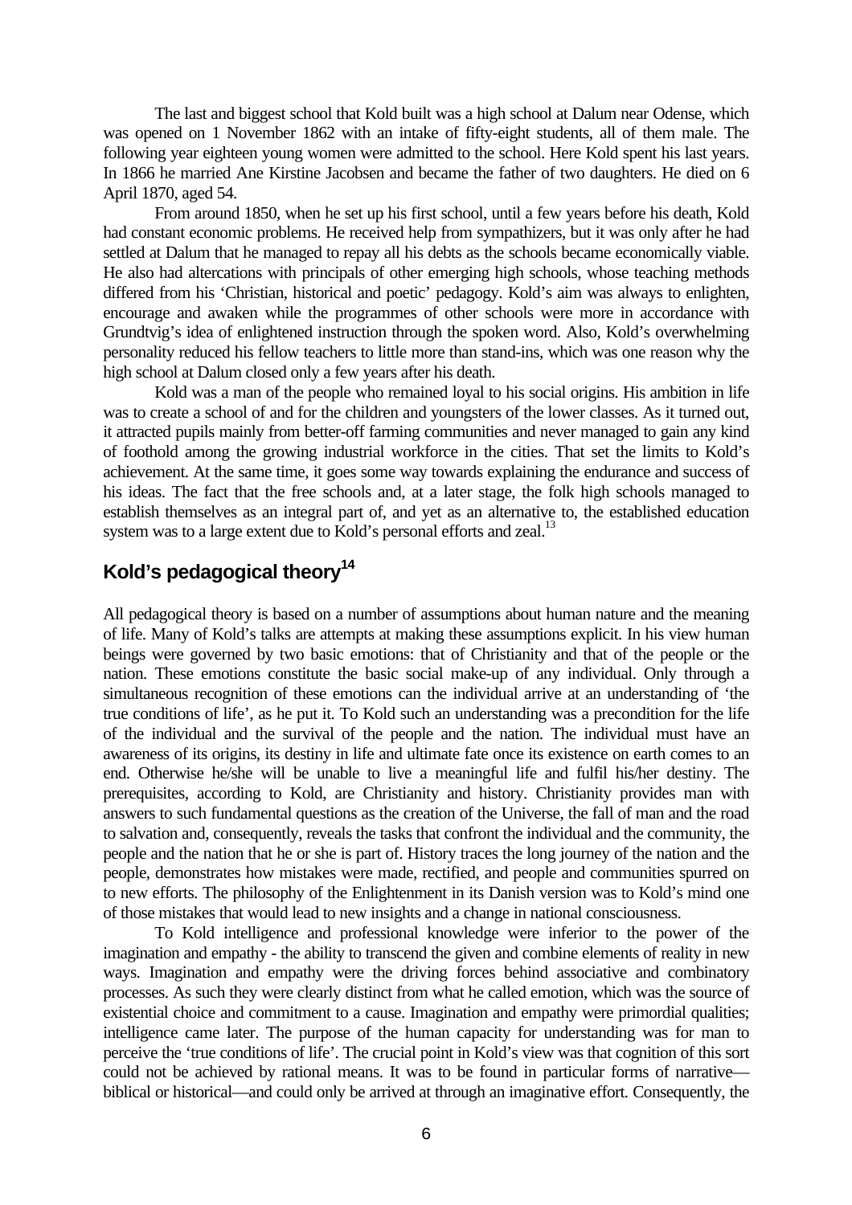The last and biggest school that Kold built was a high school at Dalum near Odense, which was opened on 1 November 1862 with an intake of fifty-eight students, all of them male. The following year eighteen young women were admitted to the school. Here Kold spent his last years. In 1866 he married Ane Kirstine Jacobsen and became the father of two daughters. He died on 6 April 1870, aged 54.

From around 1850, when he set up his first school, until a few years before his death, Kold had constant economic problems. He received help from sympathizers, but it was only after he had settled at Dalum that he managed to repay all his debts as the schools became economically viable. He also had altercations with principals of other emerging high schools, whose teaching methods differed from his 'Christian, historical and poetic' pedagogy. Kold's aim was always to enlighten, encourage and awaken while the programmes of other schools were more in accordance with Grundtvig's idea of enlightened instruction through the spoken word. Also, Kold's overwhelming personality reduced his fellow teachers to little more than stand-ins, which was one reason why the high school at Dalum closed only a few years after his death.

Kold was a man of the people who remained loyal to his social origins. His ambition in life was to create a school of and for the children and youngsters of the lower classes. As it turned out, it attracted pupils mainly from better-off farming communities and never managed to gain any kind of foothold among the growing industrial workforce in the cities. That set the limits to Kold's achievement. At the same time, it goes some way towards explaining the endurance and success of his ideas. The fact that the free schools and, at a later stage, the folk high schools managed to establish themselves as an integral part of, and yet as an alternative to, the established education system was to a large extent due to Kold's personal efforts and zeal.[13]

## Kold's pedagogical theory[14]

All pedagogical theory is based on a number of assumptions about human nature and the meaning of life. Many of Kold's talks are attempts at making these assumptions explicit. In his view human beings were governed by two basic emotions: that of Christianity and that of the people or the nation. These emotions constitute the basic social make-up of any individual. Only through a simultaneous recognition of these emotions can the individual arrive at an understanding of 'the true conditions of life', as he put it. To Kold such an understanding was a precondition for the life of the individual and the survival of the people and the nation. The individual must have an awareness of its origins, its destiny in life and ultimate fate once its existence on earth comes to an end. Otherwise he/she will be unable to live a meaningful life and fulfil his/her destiny. The prerequisites, according to Kold, are Christianity and history. Christianity provides man with answers to such fundamental questions as the creation of the Universe, the fall of man and the road to salvation and, consequently, reveals the tasks that confront the individual and the community, the people and the nation that he or she is part of. History traces the long journey of the nation and the people, demonstrates how mistakes were made, rectified, and people and communities spurred on to new efforts. The philosophy of the Enlightenment in its Danish version was to Kold's mind one of those mistakes that would lead to new insights and a change in national consciousness.

To Kold intelligence and professional knowledge were inferior to the power of the imagination and empathy - the ability to transcend the given and combine elements of reality in new ways. Imagination and empathy were the driving forces behind associative and combinatory processes. As such they were clearly distinct from what he called emotion, which was the source of existential choice and commitment to a cause. Imagination and empathy were primordial qualities; intelligence came later. The purpose of the human capacity for understanding was for man to perceive the 'true conditions of life'. The crucial point in Kold's view was that cognition of this sort could not be achieved by rational means. It was to be found in particular forms of narrative—biblical or historical—and could only be arrived at through an imaginative effort. Consequently, the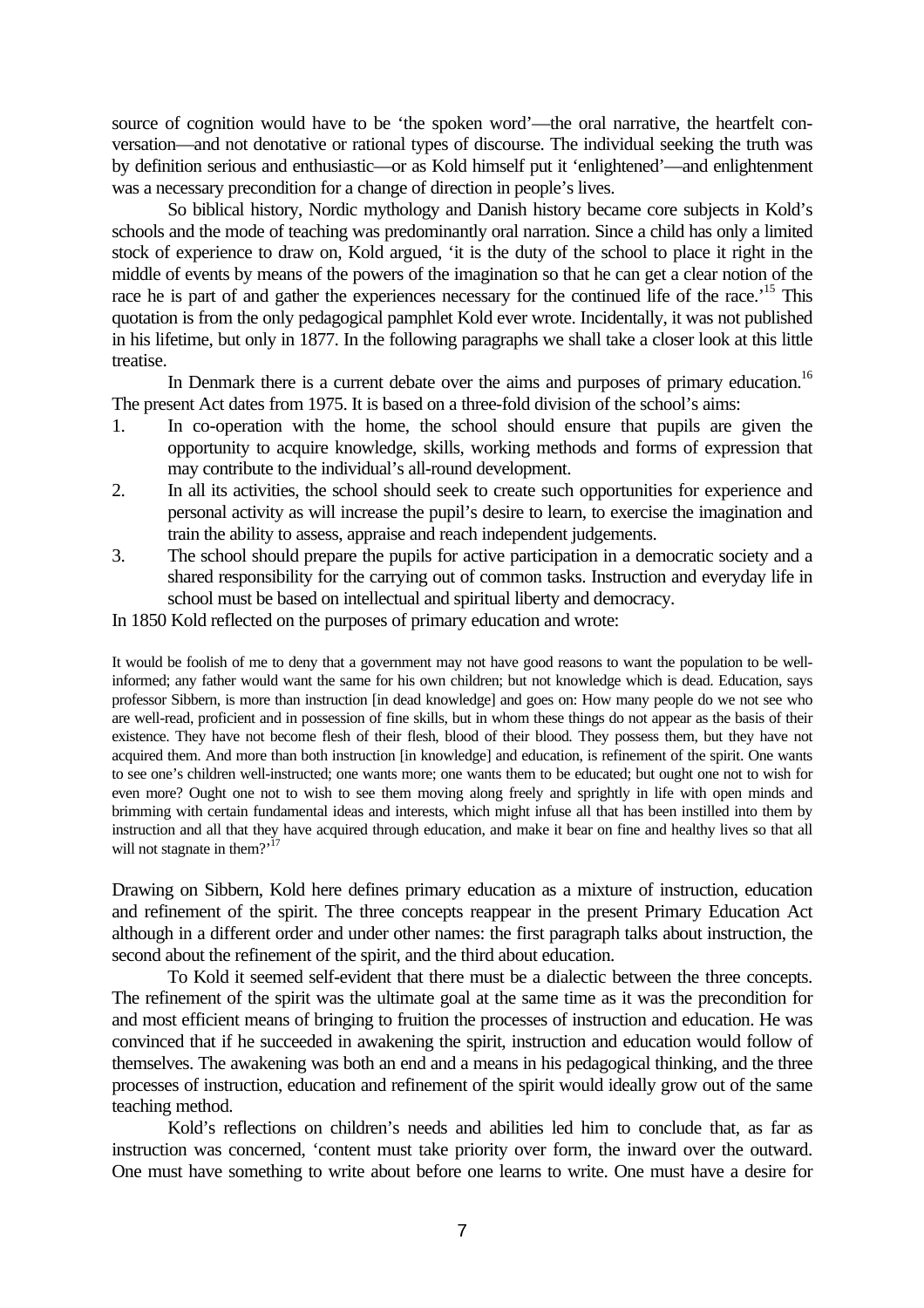source of cognition would have to be 'the spoken word'—the oral narrative, the heartfelt conversation—and not denotative or rational types of discourse. The individual seeking the truth was by definition serious and enthusiastic—or as Kold himself put it 'enlightened'—and enlightenment was a necessary precondition for a change of direction in people's lives.

So biblical history, Nordic mythology and Danish history became core subjects in Kold's schools and the mode of teaching was predominantly oral narration. Since a child has only a limited stock of experience to draw on, Kold argued, 'it is the duty of the school to place it right in the middle of events by means of the powers of the imagination so that he can get a clear notion of the race he is part of and gather the experiences necessary for the continued life of the race.'[15] This quotation is from the only pedagogical pamphlet Kold ever wrote. Incidentally, it was not published in his lifetime, but only in 1877. In the following paragraphs we shall take a closer look at this little treatise.

In Denmark there is a current debate over the aims and purposes of primary education.[16] The present Act dates from 1975. It is based on a three-fold division of the school's aims:

1. In co-operation with the home, the school should ensure that pupils are given the opportunity to acquire knowledge, skills, working methods and forms of expression that may contribute to the individual's all-round development.
2. In all its activities, the school should seek to create such opportunities for experience and personal activity as will increase the pupil's desire to learn, to exercise the imagination and train the ability to assess, appraise and reach independent judgements.
3. The school should prepare the pupils for active participation in a democratic society and a shared responsibility for the carrying out of common tasks. Instruction and everyday life in school must be based on intellectual and spiritual liberty and democracy.

In 1850 Kold reflected on the purposes of primary education and wrote:

> It would be foolish of me to deny that a government may not have good reasons to want the population to be well-informed; any father would want the same for his own children; but not knowledge which is dead. Education, says professor Sibbern, is more than instruction [in dead knowledge] and goes on: How many people do we not see who are well-read, proficient and in possession of fine skills, but in whom these things do not appear as the basis of their existence. They have not become flesh of their flesh, blood of their blood. They possess them, but they have not acquired them. And more than both instruction [in knowledge] and education, is refinement of the spirit. One wants to see one's children well-instructed; one wants more; one wants them to be educated; but ought one not to wish for even more? Ought one not to wish to see them moving along freely and sprightly in life with open minds and brimming with certain fundamental ideas and interests, which might infuse all that has been instilled into them by instruction and all that they have acquired through education, and make it bear on fine and healthy lives so that all will not stagnate in them?'[17]

Drawing on Sibbern, Kold here defines primary education as a mixture of instruction, education and refinement of the spirit. The three concepts reappear in the present Primary Education Act although in a different order and under other names: the first paragraph talks about instruction, the second about the refinement of the spirit, and the third about education.

To Kold it seemed self-evident that there must be a dialectic between the three concepts. The refinement of the spirit was the ultimate goal at the same time as it was the precondition for and most efficient means of bringing to fruition the processes of instruction and education. He was convinced that if he succeeded in awakening the spirit, instruction and education would follow of themselves. The awakening was both an end and a means in his pedagogical thinking, and the three processes of instruction, education and refinement of the spirit would ideally grow out of the same teaching method.

Kold's reflections on children's needs and abilities led him to conclude that, as far as instruction was concerned, 'content must take priority over form, the inward over the outward. One must have something to write about before one learns to write. One must have a desire for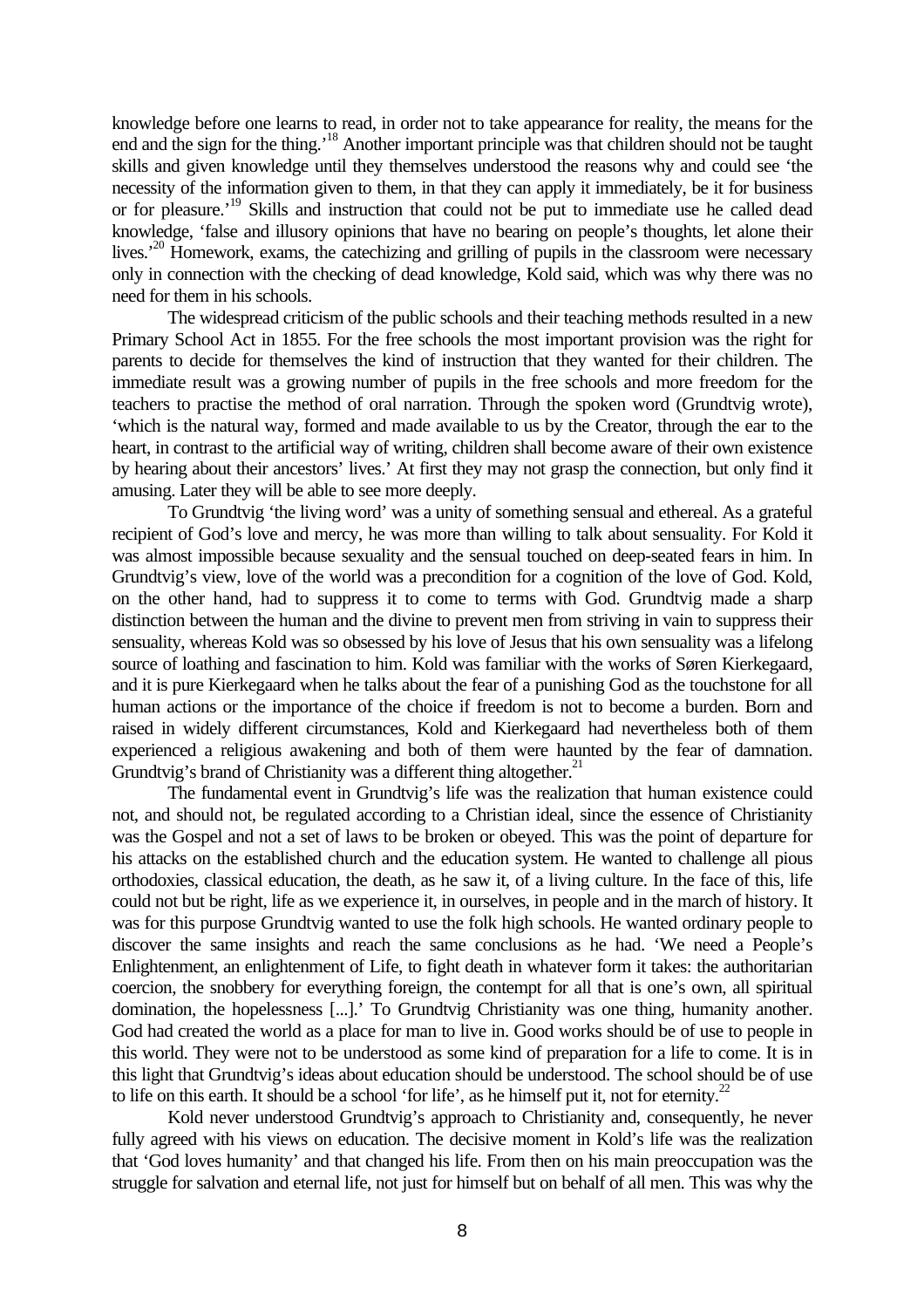knowledge before one learns to read, in order not to take appearance for reality, the means for the end and the sign for the thing.'[18] Another important principle was that children should not be taught skills and given knowledge until they themselves understood the reasons why and could see 'the necessity of the information given to them, in that they can apply it immediately, be it for business or for pleasure.'[19] Skills and instruction that could not be put to immediate use he called dead knowledge, 'false and illusory opinions that have no bearing on people's thoughts, let alone their lives.'[20] Homework, exams, the catechizing and grilling of pupils in the classroom were necessary only in connection with the checking of dead knowledge, Kold said, which was why there was no need for them in his schools.

The widespread criticism of the public schools and their teaching methods resulted in a new Primary School Act in 1855. For the free schools the most important provision was the right for parents to decide for themselves the kind of instruction that they wanted for their children. The immediate result was a growing number of pupils in the free schools and more freedom for the teachers to practise the method of oral narration. Through the spoken word (Grundtvig wrote), 'which is the natural way, formed and made available to us by the Creator, through the ear to the heart, in contrast to the artificial way of writing, children shall become aware of their own existence by hearing about their ancestors' lives.' At first they may not grasp the connection, but only find it amusing. Later they will be able to see more deeply.

To Grundtvig 'the living word' was a unity of something sensual and ethereal. As a grateful recipient of God's love and mercy, he was more than willing to talk about sensuality. For Kold it was almost impossible because sexuality and the sensual touched on deep-seated fears in him. In Grundtvig's view, love of the world was a precondition for a cognition of the love of God. Kold, on the other hand, had to suppress it to come to terms with God. Grundtvig made a sharp distinction between the human and the divine to prevent men from striving in vain to suppress their sensuality, whereas Kold was so obsessed by his love of Jesus that his own sensuality was a lifelong source of loathing and fascination to him. Kold was familiar with the works of Søren Kierkegaard, and it is pure Kierkegaard when he talks about the fear of a punishing God as the touchstone for all human actions or the importance of the choice if freedom is not to become a burden. Born and raised in widely different circumstances, Kold and Kierkegaard had nevertheless both of them experienced a religious awakening and both of them were haunted by the fear of damnation. Grundtvig's brand of Christianity was a different thing altogether.[21]

The fundamental event in Grundtvig's life was the realization that human existence could not, and should not, be regulated according to a Christian ideal, since the essence of Christianity was the Gospel and not a set of laws to be broken or obeyed. This was the point of departure for his attacks on the established church and the education system. He wanted to challenge all pious orthodoxies, classical education, the death, as he saw it, of a living culture. In the face of this, life could not but be right, life as we experience it, in ourselves, in people and in the march of history. It was for this purpose Grundtvig wanted to use the folk high schools. He wanted ordinary people to discover the same insights and reach the same conclusions as he had. 'We need a People's Enlightenment, an enlightenment of Life, to fight death in whatever form it takes: the authoritarian coercion, the snobbery for everything foreign, the contempt for all that is one's own, all spiritual domination, the hopelessness [...].' To Grundtvig Christianity was one thing, humanity another. God had created the world as a place for man to live in. Good works should be of use to people in this world. They were not to be understood as some kind of preparation for a life to come. It is in this light that Grundtvig's ideas about education should be understood. The school should be of use to life on this earth. It should be a school 'for life', as he himself put it, not for eternity.[22]

Kold never understood Grundtvig's approach to Christianity and, consequently, he never fully agreed with his views on education. The decisive moment in Kold's life was the realization that 'God loves humanity' and that changed his life. From then on his main preoccupation was the struggle for salvation and eternal life, not just for himself but on behalf of all men. This was why the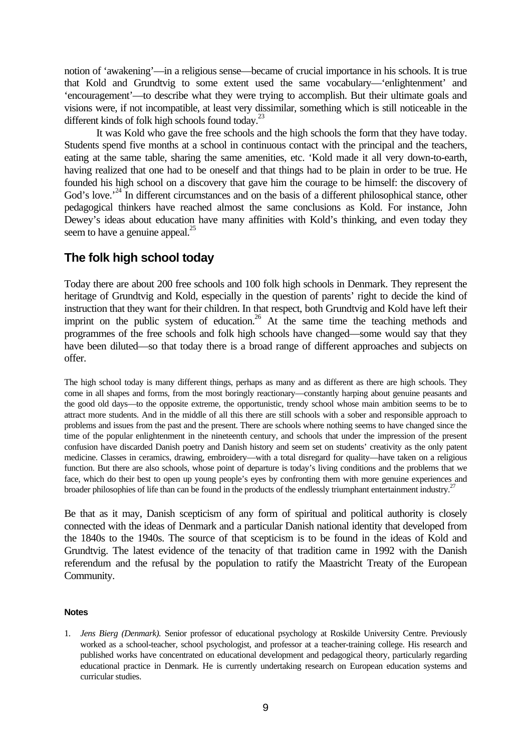notion of 'awakening'—in a religious sense—became of crucial importance in his schools. It is true that Kold and Grundtvig to some extent used the same vocabulary—'enlightenment' and 'encouragement'—to describe what they were trying to accomplish. But their ultimate goals and visions were, if not incompatible, at least very dissimilar, something which is still noticeable in the different kinds of folk high schools found today.[23]

It was Kold who gave the free schools and the high schools the form that they have today. Students spend five months at a school in continuous contact with the principal and the teachers, eating at the same table, sharing the same amenities, etc. 'Kold made it all very down-to-earth, having realized that one had to be oneself and that things had to be plain in order to be true. He founded his high school on a discovery that gave him the courage to be himself: the discovery of God's love.'[24] In different circumstances and on the basis of a different philosophical stance, other pedagogical thinkers have reached almost the same conclusions as Kold. For instance, John Dewey's ideas about education have many affinities with Kold's thinking, and even today they seem to have a genuine appeal.[25]

## The folk high school today

Today there are about 200 free schools and 100 folk high schools in Denmark. They represent the heritage of Grundtvig and Kold, especially in the question of parents' right to decide the kind of instruction that they want for their children. In that respect, both Grundtvig and Kold have left their imprint on the public system of education.[26] At the same time the teaching methods and programmes of the free schools and folk high schools have changed—some would say that they have been diluted—so that today there is a broad range of different approaches and subjects on offer.

> The high school today is many different things, perhaps as many and as different as there are high schools. They come in all shapes and forms, from the most boringly reactionary—constantly harping about genuine peasants and the good old days—to the opposite extreme, the opportunistic, trendy school whose main ambition seems to be to attract more students. And in the middle of all this there are still schools with a sober and responsible approach to problems and issues from the past and the present. There are schools where nothing seems to have changed since the time of the popular enlightenment in the nineteenth century, and schools that under the impression of the present confusion have discarded Danish poetry and Danish history and seem set on students' creativity as the only patent medicine. Classes in ceramics, drawing, embroidery—with a total disregard for quality—have taken on a religious function. But there are also schools, whose point of departure is today's living conditions and the problems that we face, which do their best to open up young people's eyes by confronting them with more genuine experiences and broader philosophies of life than can be found in the products of the endlessly triumphant entertainment industry.[27]

Be that as it may, Danish scepticism of any form of spiritual and political authority is closely connected with the ideas of Denmark and a particular Danish national identity that developed from the 1840s to the 1940s. The source of that scepticism is to be found in the ideas of Kold and Grundtvig. The latest evidence of the tenacity of that tradition came in 1992 with the Danish referendum and the refusal by the population to ratify the Maastricht Treaty of the European Community.

#### Notes

1. *Jens Bierg (Denmark).* Senior professor of educational psychology at Roskilde University Centre. Previously worked as a school-teacher, school psychologist, and professor at a teacher-training college. His research and published works have concentrated on educational development and pedagogical theory, particularly regarding educational practice in Denmark. He is currently undertaking research on European education systems and curricular studies.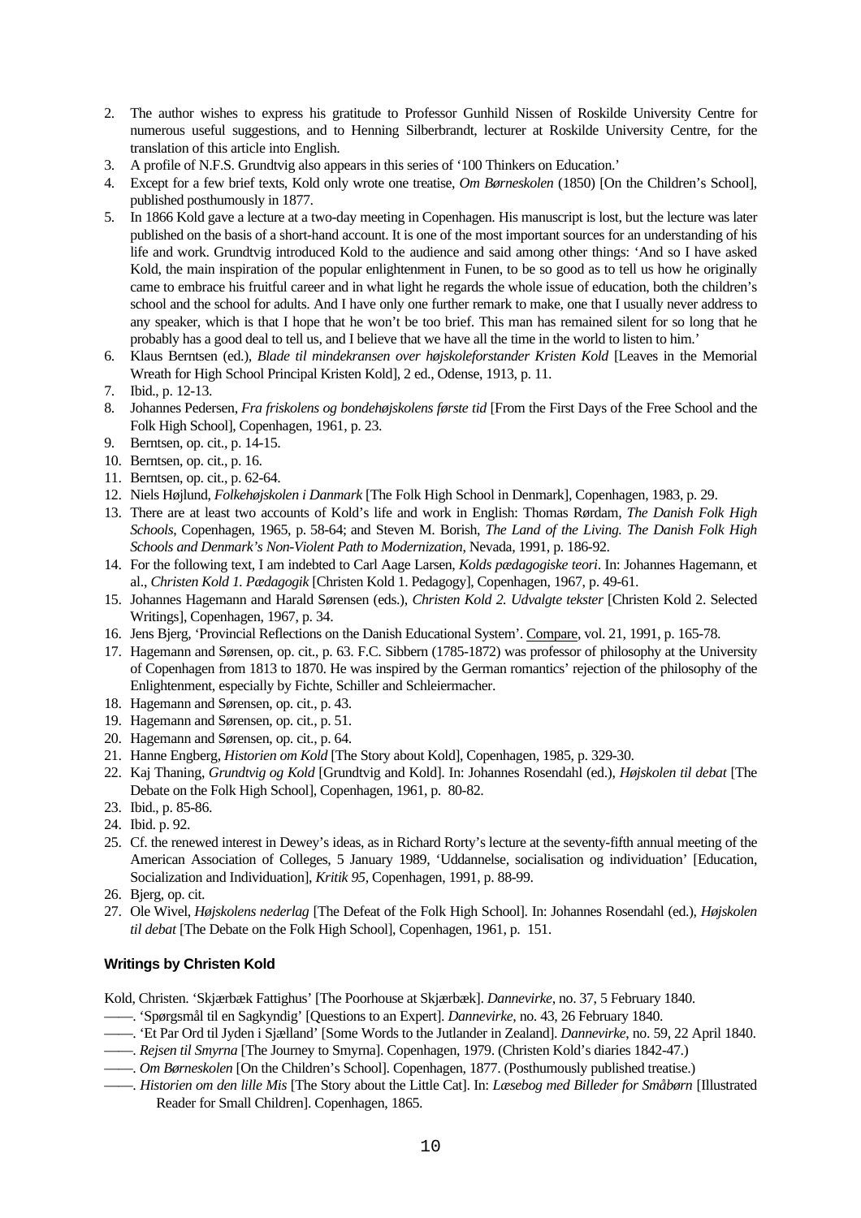2. The author wishes to express his gratitude to Professor Gunhild Nissen of Roskilde University Centre for numerous useful suggestions, and to Henning Silberbrandt, lecturer at Roskilde University Centre, for the translation of this article into English.
3. A profile of N.F.S. Grundtvig also appears in this series of '100 Thinkers on Education.'
4. Except for a few brief texts, Kold only wrote one treatise, *Om Børneskolen* (1850) [On the Children's School], published posthumously in 1877.
5. In 1866 Kold gave a lecture at a two-day meeting in Copenhagen. His manuscript is lost, but the lecture was later published on the basis of a short-hand account. It is one of the most important sources for an understanding of his life and work. Grundtvig introduced Kold to the audience and said among other things: 'And so I have asked Kold, the main inspiration of the popular enlightenment in Funen, to be so good as to tell us how he originally came to embrace his fruitful career and in what light he regards the whole issue of education, both the children's school and the school for adults. And I have only one further remark to make, one that I usually never address to any speaker, which is that I hope that he won't be too brief. This man has remained silent for so long that he probably has a good deal to tell us, and I believe that we have all the time in the world to listen to him.'
6. Klaus Berntsen (ed.), *Blade til mindekransen over højskoleforstander Kristen Kold* [Leaves in the Memorial Wreath for High School Principal Kristen Kold], 2 ed., Odense, 1913, p. 11.
7. Ibid., p. 12-13.
8. Johannes Pedersen, *Fra friskolens og bondehøjskolens første tid* [From the First Days of the Free School and the Folk High School], Copenhagen, 1961, p. 23.
9. Berntsen, op. cit., p. 14-15.
10. Berntsen, op. cit., p. 16.
11. Berntsen, op. cit., p. 62-64.
12. Niels Højlund, *Folkehøjskolen i Danmark* [The Folk High School in Denmark], Copenhagen, 1983, p. 29.
13. There are at least two accounts of Kold's life and work in English: Thomas Rørdam, *The Danish Folk High Schools*, Copenhagen, 1965, p. 58-64; and Steven M. Borish, *The Land of the Living. The Danish Folk High Schools and Denmark's Non-Violent Path to Modernization*, Nevada, 1991, p. 186-92.
14. For the following text, I am indebted to Carl Aage Larsen, *Kolds pædagogiske teori*. In: Johannes Hagemann, et al., *Christen Kold 1. Pædagogik* [Christen Kold 1. Pedagogy], Copenhagen, 1967, p. 49-61.
15. Johannes Hagemann and Harald Sørensen (eds.), *Christen Kold 2. Udvalgte tekster* [Christen Kold 2. Selected Writings], Copenhagen, 1967, p. 34.
16. Jens Bjerg, 'Provincial Reflections on the Danish Educational System'. Compare, vol. 21, 1991, p. 165-78.
17. Hagemann and Sørensen, op. cit., p. 63. F.C. Sibbern (1785-1872) was professor of philosophy at the University of Copenhagen from 1813 to 1870. He was inspired by the German romantics' rejection of the philosophy of the Enlightenment, especially by Fichte, Schiller and Schleiermacher.
18. Hagemann and Sørensen, op. cit., p. 43.
19. Hagemann and Sørensen, op. cit., p. 51.
20. Hagemann and Sørensen, op. cit., p. 64.
21. Hanne Engberg, *Historien om Kold* [The Story about Kold], Copenhagen, 1985, p. 329-30.
22. Kaj Thaning, *Grundtvig og Kold* [Grundtvig and Kold]. In: Johannes Rosendahl (ed.), *Højskolen til debat* [The Debate on the Folk High School], Copenhagen, 1961, p. 80-82.
23. Ibid., p. 85-86.
24. Ibid. p. 92.
25. Cf. the renewed interest in Dewey's ideas, as in Richard Rorty's lecture at the seventy-fifth annual meeting of the American Association of Colleges, 5 January 1989, 'Uddannelse, socialisation og individuation' [Education, Socialization and Individuation], *Kritik 95*, Copenhagen, 1991, p. 88-99.
26. Bjerg, op. cit.
27. Ole Wivel, *Højskolens nederlag* [The Defeat of the Folk High School]. In: Johannes Rosendahl (ed.), *Højskolen til debat* [The Debate on the Folk High School], Copenhagen, 1961, p. 151.

### Writings by Christen Kold

Kold, Christen. 'Skjærbæk Fattighus' [The Poorhouse at Skjærbæk]. *Dannevirke*, no. 37, 5 February 1840.

——. 'Spørgsmål til en Sagkyndig' [Questions to an Expert]. *Dannevirke*, no. 43, 26 February 1840.

——. 'Et Par Ord til Jyden i Sjælland' [Some Words to the Jutlander in Zealand]. *Dannevirke*, no. 59, 22 April 1840.

——. *Rejsen til Smyrna* [The Journey to Smyrna]. Copenhagen, 1979. (Christen Kold's diaries 1842-47.)

——. *Om Børneskolen* [On the Children's School]. Copenhagen, 1877. (Posthumously published treatise.)

——. *Historien om den lille Mis* [The Story about the Little Cat]. In: *Læsebog med Billeder for Småbørn* [Illustrated Reader for Small Children]. Copenhagen, 1865.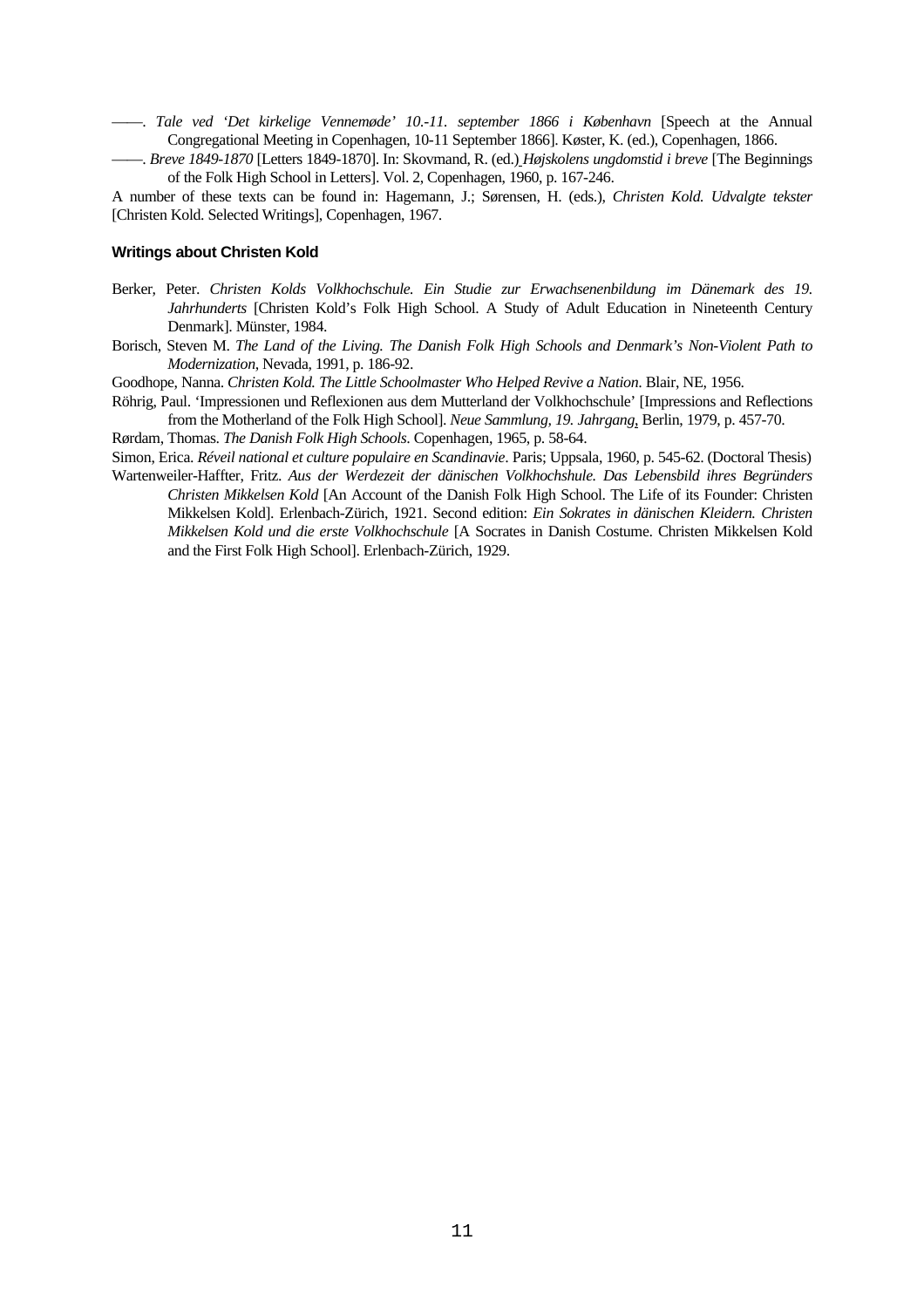——. *Tale ved 'Det kirkelige Vennemøde' 10.-11. september 1866 i København* [Speech at the Annual Congregational Meeting in Copenhagen, 10-11 September 1866]. Køster, K. (ed.), Copenhagen, 1866.

——. *Breve 1849-1870* [Letters 1849-1870]. In: Skovmand, R. (ed.) *Højskolens ungdomstid i breve* [The Beginnings of the Folk High School in Letters]. Vol. 2, Copenhagen, 1960, p. 167-246.

A number of these texts can be found in: Hagemann, J.; Sørensen, H. (eds.), *Christen Kold. Udvalgte tekster* [Christen Kold. Selected Writings], Copenhagen, 1967.

#### Writings about Christen Kold

Berker, Peter. *Christen Kolds Volkhochschule. Ein Studie zur Erwachsenenbildung im Dänemark des 19. Jahrhunderts* [Christen Kold's Folk High School. A Study of Adult Education in Nineteenth Century Denmark]. Münster, 1984.

Borisch, Steven M. *The Land of the Living. The Danish Folk High Schools and Denmark's Non-Violent Path to Modernization*, Nevada, 1991, p. 186-92.

Goodhope, Nanna. *Christen Kold. The Little Schoolmaster Who Helped Revive a Nation*. Blair, NE, 1956.

Röhrig, Paul. 'Impressionen und Reflexionen aus dem Mutterland der Volkhochschule' [Impressions and Reflections from the Motherland of the Folk High School]. *Neue Sammlung, 19. Jahrgang*, Berlin, 1979, p. 457-70.

Rørdam, Thomas. *The Danish Folk High Schools*. Copenhagen, 1965, p. 58-64.

Simon, Erica. *Réveil national et culture populaire en Scandinavie*. Paris; Uppsala, 1960, p. 545-62. (Doctoral Thesis)

Wartenweiler-Haffter, Fritz. *Aus der Werdezeit der dänischen Volkhochshule. Das Lebensbild ihres Begründers Christen Mikkelsen Kold* [An Account of the Danish Folk High School. The Life of its Founder: Christen Mikkelsen Kold]. Erlenbach-Zürich, 1921. Second edition: *Ein Sokrates in dänischen Kleidern. Christen Mikkelsen Kold und die erste Volkhochschule* [A Socrates in Danish Costume. Christen Mikkelsen Kold and the First Folk High School]. Erlenbach-Zürich, 1929.